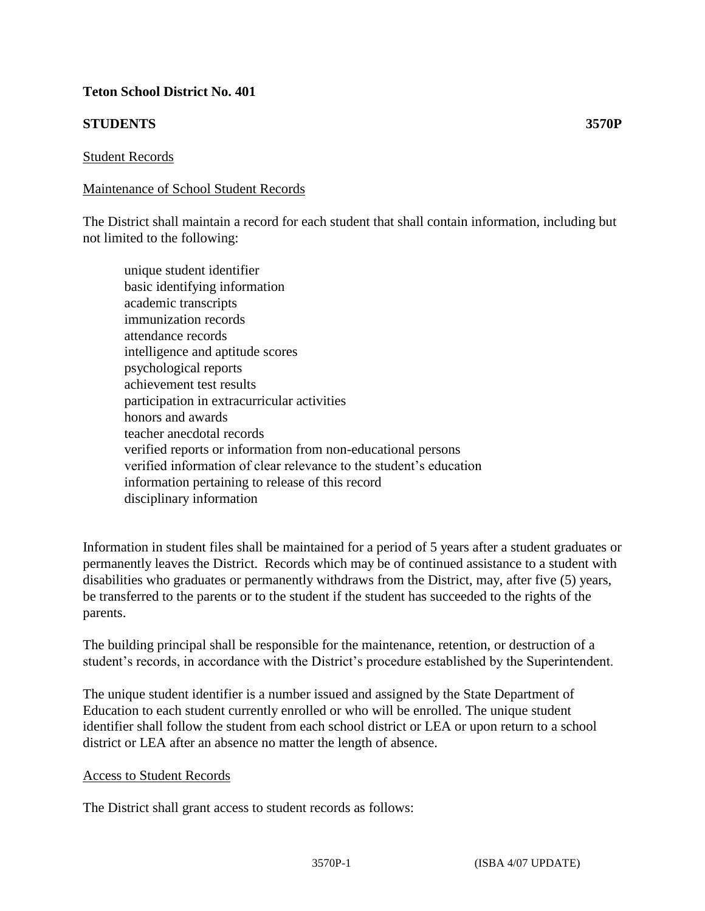**Teton School District No. 401**

**STUDENTS** **3570P**

Student Records

Maintenance of School Student Records

The District shall maintain a record for each student that shall contain information, including but not limited to the following:

- unique student identifier
- basic identifying information
- academic transcripts
- immunization records
- attendance records
- intelligence and aptitude scores
- psychological reports
- achievement test results
- participation in extracurricular activities
- honors and awards
- teacher anecdotal records
- verified reports or information from non-educational persons
- verified information of clear relevance to the student's education
- information pertaining to release of this record
- disciplinary information

Information in student files shall be maintained for a period of 5 years after a student graduates or permanently leaves the District. Records which may be of continued assistance to a student with disabilities who graduates or permanently withdraws from the District, may, after five (5) years, be transferred to the parents or to the student if the student has succeeded to the rights of the parents.

The building principal shall be responsible for the maintenance, retention, or destruction of a student's records, in accordance with the District's procedure established by the Superintendent.

The unique student identifier is a number issued and assigned by the State Department of Education to each student currently enrolled or who will be enrolled. The unique student identifier shall follow the student from each school district or LEA or upon return to a school district or LEA after an absence no matter the length of absence.

Access to Student Records

The District shall grant access to student records as follows: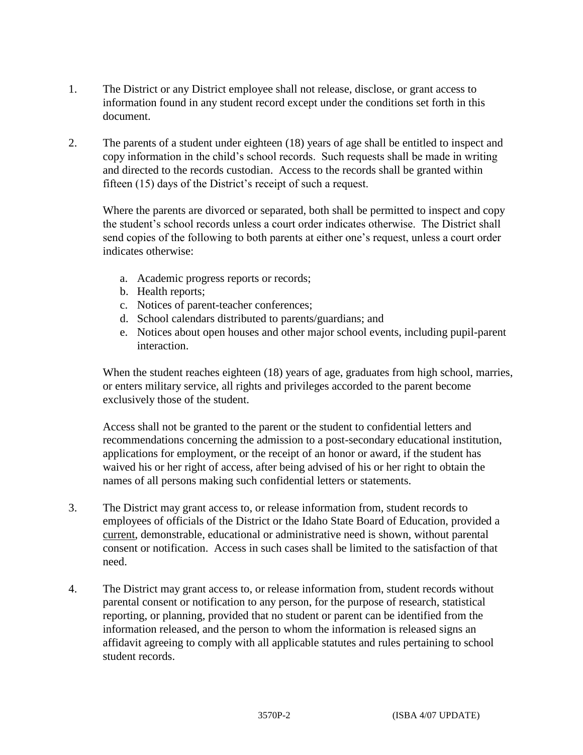1. The District or any District employee shall not release, disclose, or grant access to information found in any student record except under the conditions set forth in this document.

2. The parents of a student under eighteen (18) years of age shall be entitled to inspect and copy information in the child's school records. Such requests shall be made in writing and directed to the records custodian. Access to the records shall be granted within fifteen (15) days of the District's receipt of such a request.

   Where the parents are divorced or separated, both shall be permitted to inspect and copy the student's school records unless a court order indicates otherwise. The District shall send copies of the following to both parents at either one's request, unless a court order indicates otherwise:

   a. Academic progress reports or records;
   b. Health reports;
   c. Notices of parent-teacher conferences;
   d. School calendars distributed to parents/guardians; and
   e. Notices about open houses and other major school events, including pupil-parent interaction.

   When the student reaches eighteen (18) years of age, graduates from high school, marries, or enters military service, all rights and privileges accorded to the parent become exclusively those of the student.

   Access shall not be granted to the parent or the student to confidential letters and recommendations concerning the admission to a post-secondary educational institution, applications for employment, or the receipt of an honor or award, if the student has waived his or her right of access, after being advised of his or her right to obtain the names of all persons making such confidential letters or statements.

3. The District may grant access to, or release information from, student records to employees of officials of the District or the Idaho State Board of Education, provided a <u>current</u>, demonstrable, educational or administrative need is shown, without parental consent or notification. Access in such cases shall be limited to the satisfaction of that need.

4. The District may grant access to, or release information from, student records without parental consent or notification to any person, for the purpose of research, statistical reporting, or planning, provided that no student or parent can be identified from the information released, and the person to whom the information is released signs an affidavit agreeing to comply with all applicable statutes and rules pertaining to school student records.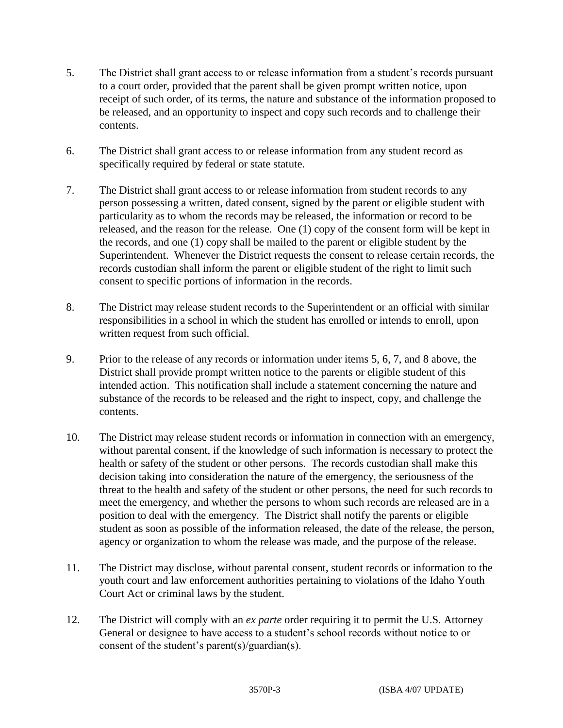5. The District shall grant access to or release information from a student's records pursuant to a court order, provided that the parent shall be given prompt written notice, upon receipt of such order, of its terms, the nature and substance of the information proposed to be released, and an opportunity to inspect and copy such records and to challenge their contents.

6. The District shall grant access to or release information from any student record as specifically required by federal or state statute.

7. The District shall grant access to or release information from student records to any person possessing a written, dated consent, signed by the parent or eligible student with particularity as to whom the records may be released, the information or record to be released, and the reason for the release. One (1) copy of the consent form will be kept in the records, and one (1) copy shall be mailed to the parent or eligible student by the Superintendent. Whenever the District requests the consent to release certain records, the records custodian shall inform the parent or eligible student of the right to limit such consent to specific portions of information in the records.

8. The District may release student records to the Superintendent or an official with similar responsibilities in a school in which the student has enrolled or intends to enroll, upon written request from such official.

9. Prior to the release of any records or information under items 5, 6, 7, and 8 above, the District shall provide prompt written notice to the parents or eligible student of this intended action. This notification shall include a statement concerning the nature and substance of the records to be released and the right to inspect, copy, and challenge the contents.

10. The District may release student records or information in connection with an emergency, without parental consent, if the knowledge of such information is necessary to protect the health or safety of the student or other persons. The records custodian shall make this decision taking into consideration the nature of the emergency, the seriousness of the threat to the health and safety of the student or other persons, the need for such records to meet the emergency, and whether the persons to whom such records are released are in a position to deal with the emergency. The District shall notify the parents or eligible student as soon as possible of the information released, the date of the release, the person, agency or organization to whom the release was made, and the purpose of the release.

11. The District may disclose, without parental consent, student records or information to the youth court and law enforcement authorities pertaining to violations of the Idaho Youth Court Act or criminal laws by the student.

12. The District will comply with an *ex parte* order requiring it to permit the U.S. Attorney General or designee to have access to a student's school records without notice to or consent of the student's parent(s)/guardian(s).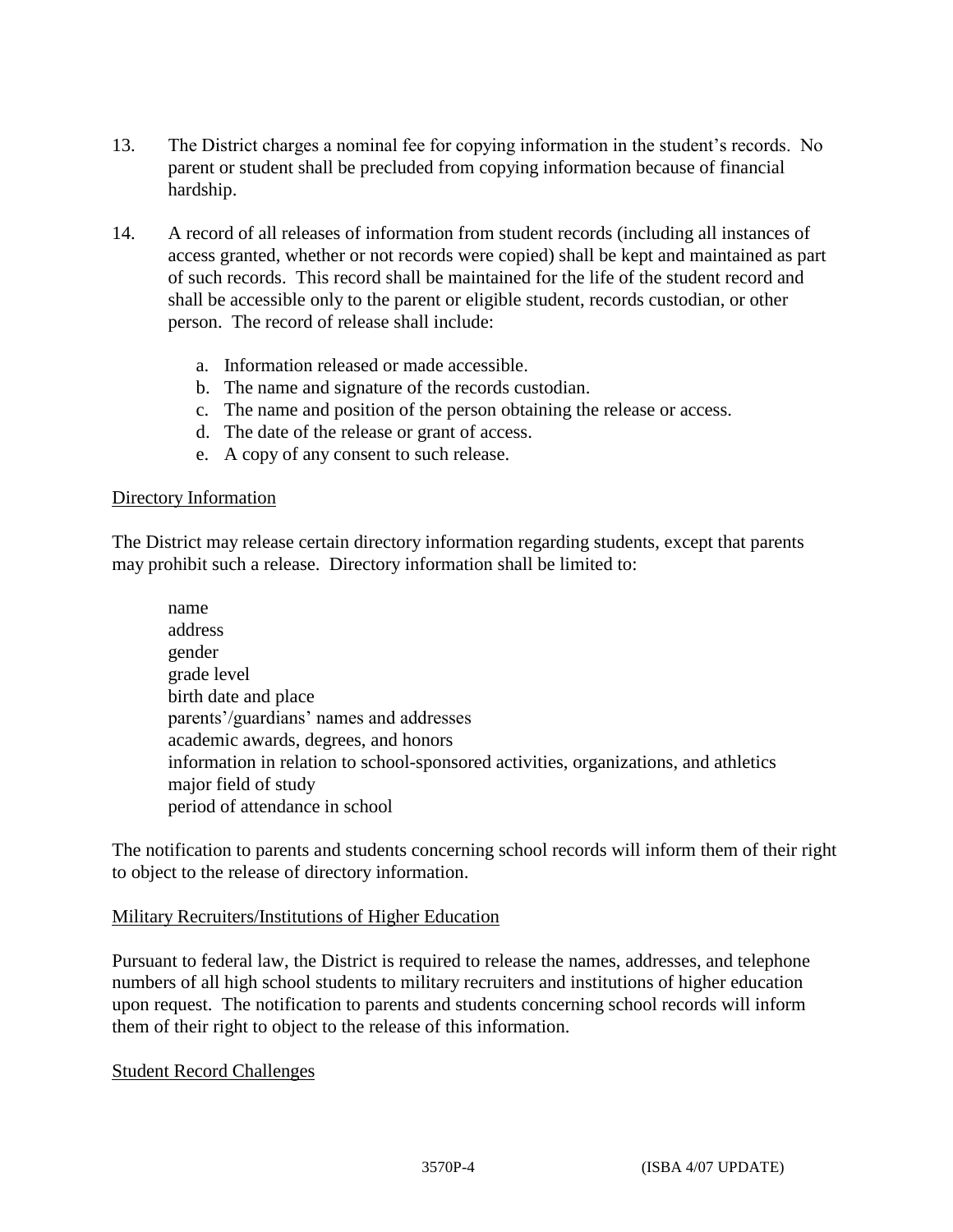13. The District charges a nominal fee for copying information in the student's records. No parent or student shall be precluded from copying information because of financial hardship.

14. A record of all releases of information from student records (including all instances of access granted, whether or not records were copied) shall be kept and maintained as part of such records. This record shall be maintained for the life of the student record and shall be accessible only to the parent or eligible student, records custodian, or other person. The record of release shall include:

    a. Information released or made accessible.
    b. The name and signature of the records custodian.
    c. The name and position of the person obtaining the release or access.
    d. The date of the release or grant of access.
    e. A copy of any consent to such release.

<u>Directory Information</u>

The District may release certain directory information regarding students, except that parents may prohibit such a release. Directory information shall be limited to:

name
address
gender
grade level
birth date and place
parents'/guardians' names and addresses
academic awards, degrees, and honors
information in relation to school-sponsored activities, organizations, and athletics
major field of study
period of attendance in school

The notification to parents and students concerning school records will inform them of their right to object to the release of directory information.

<u>Military Recruiters/Institutions of Higher Education</u>

Pursuant to federal law, the District is required to release the names, addresses, and telephone numbers of all high school students to military recruiters and institutions of higher education upon request. The notification to parents and students concerning school records will inform them of their right to object to the release of this information.

<u>Student Record Challenges</u>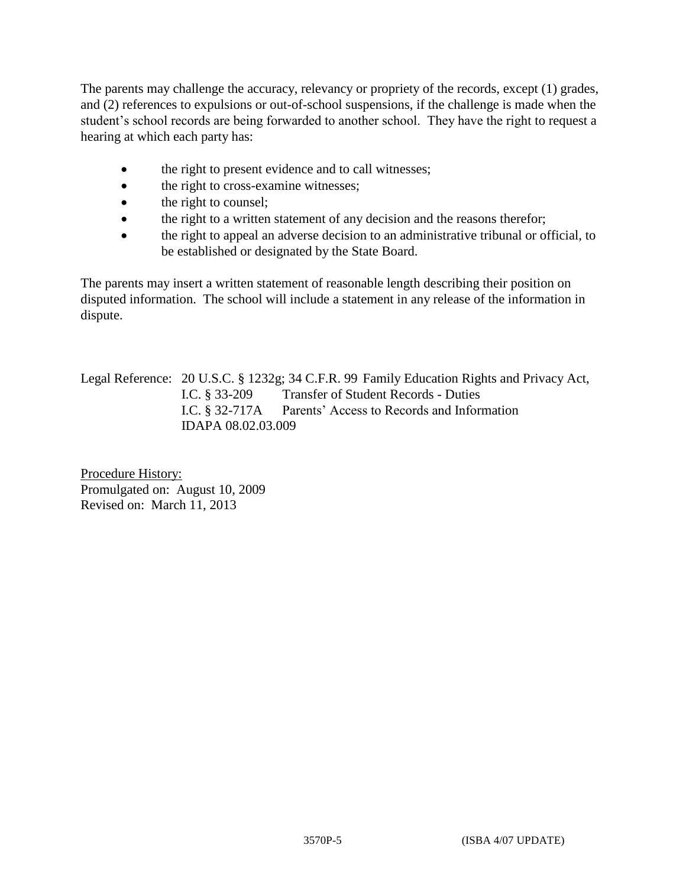The parents may challenge the accuracy, relevancy or propriety of the records, except (1) grades, and (2) references to expulsions or out-of-school suspensions, if the challenge is made when the student's school records are being forwarded to another school. They have the right to request a hearing at which each party has:

- the right to present evidence and to call witnesses;
- the right to cross-examine witnesses;
- the right to counsel;
- the right to a written statement of any decision and the reasons therefor;
- the right to appeal an adverse decision to an administrative tribunal or official, to be established or designated by the State Board.

The parents may insert a written statement of reasonable length describing their position on disputed information. The school will include a statement in any release of the information in dispute.

Legal Reference: 20 U.S.C. § 1232g; 34 C.F.R. 99 Family Education Rights and Privacy Act,
I.C. § 33-209 Transfer of Student Records - Duties
I.C. § 32-717A Parents' Access to Records and Information
IDAPA 08.02.03.009

Procedure History:
Promulgated on: August 10, 2009
Revised on: March 11, 2013